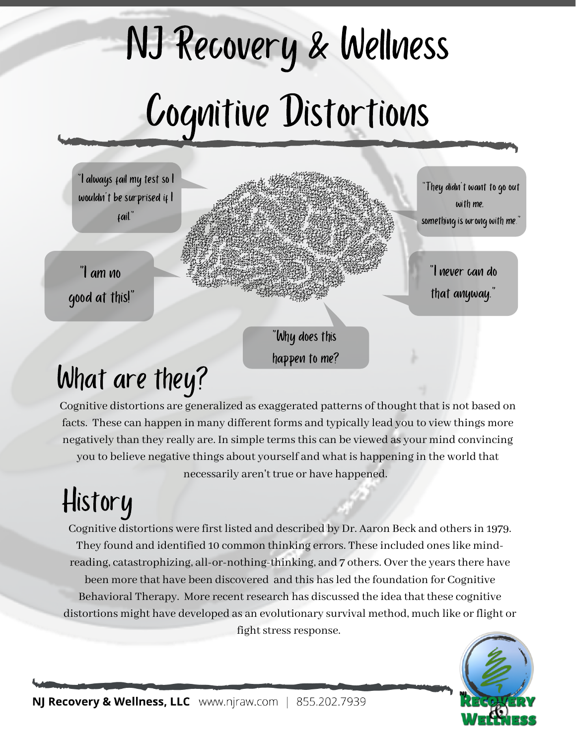# NJ Recovery & Wellness

# Cognitive Distortions

"I always fail my test so I wouldn't be surprised if I fail."

"They didn't want to go out with me. something is wrong with me."

"I am no good at this!"

"I never can do that anyway."

"Why does this happen to me?

## What are they?

Cognitive distortions are generalized as exaggerated patterns of thought that is not based on facts. These can happen in many different forms and typically lead you to view things more negatively than they really are. In simple terms this can be viewed as your mind convincing you to believe negative things about yourself and what is happening in the world that necessarily aren't true or have happened.

## History

Cognitive distortions were first listed and described by Dr. Aaron Beck and others in 1979. They found and identified 10 common thinking errors. These included ones like mind-reading, catastrophizing, all-or-nothing-thinking, and 7 others. Over the years there have been more that have been discovered and this has led the foundation for Cognitive Behavioral Therapy. More recent research has discussed the idea that these cognitive distortions might have developed as an evolutionary survival method, much like or flight or fight stress response.

**NJ Recovery & Wellness, LLC** www.njraw.com | 855.202.7939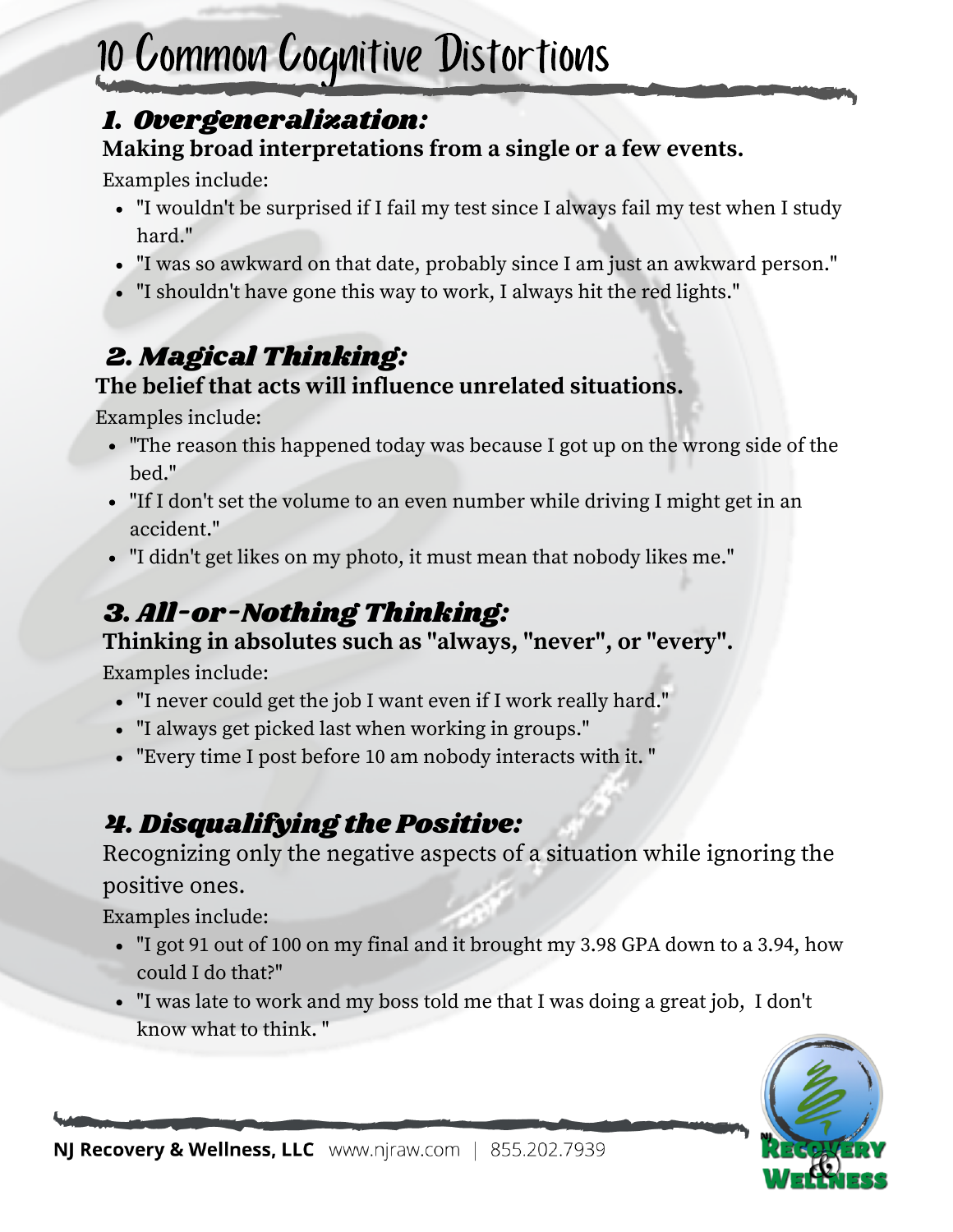# 10 Common Cognitive Distortions

## *1. Overgeneralization:*

**Making broad interpretations from a single or a few events.**

Examples include:

- "I wouldn't be surprised if I fail my test since I always fail my test when I study hard."
- "I was so awkward on that date, probably since I am just an awkward person."
- "I shouldn't have gone this way to work, I always hit the red lights."

## *2. Magical Thinking:*

**The belief that acts will influence unrelated situations.**

Examples include:

- "The reason this happened today was because I got up on the wrong side of the bed."
- "If I don't set the volume to an even number while driving I might get in an accident."
- "I didn't get likes on my photo, it must mean that nobody likes me."

## *3. All-or-Nothing Thinking:*

**Thinking in absolutes such as "always, "never", or "every".**

Examples include:

- "I never could get the job I want even if I work really hard."
- "I always get picked last when working in groups."
- "Every time I post before 10 am nobody interacts with it. "

## *4. Disqualifying the Positive:*

Recognizing only the negative aspects of a situation while ignoring the positive ones.

Examples include:

- "I got 91 out of 100 on my final and it brought my 3.98 GPA down to a 3.94, how could I do that?"
- "I was late to work and my boss told me that I was doing a great job, I don't know what to think. "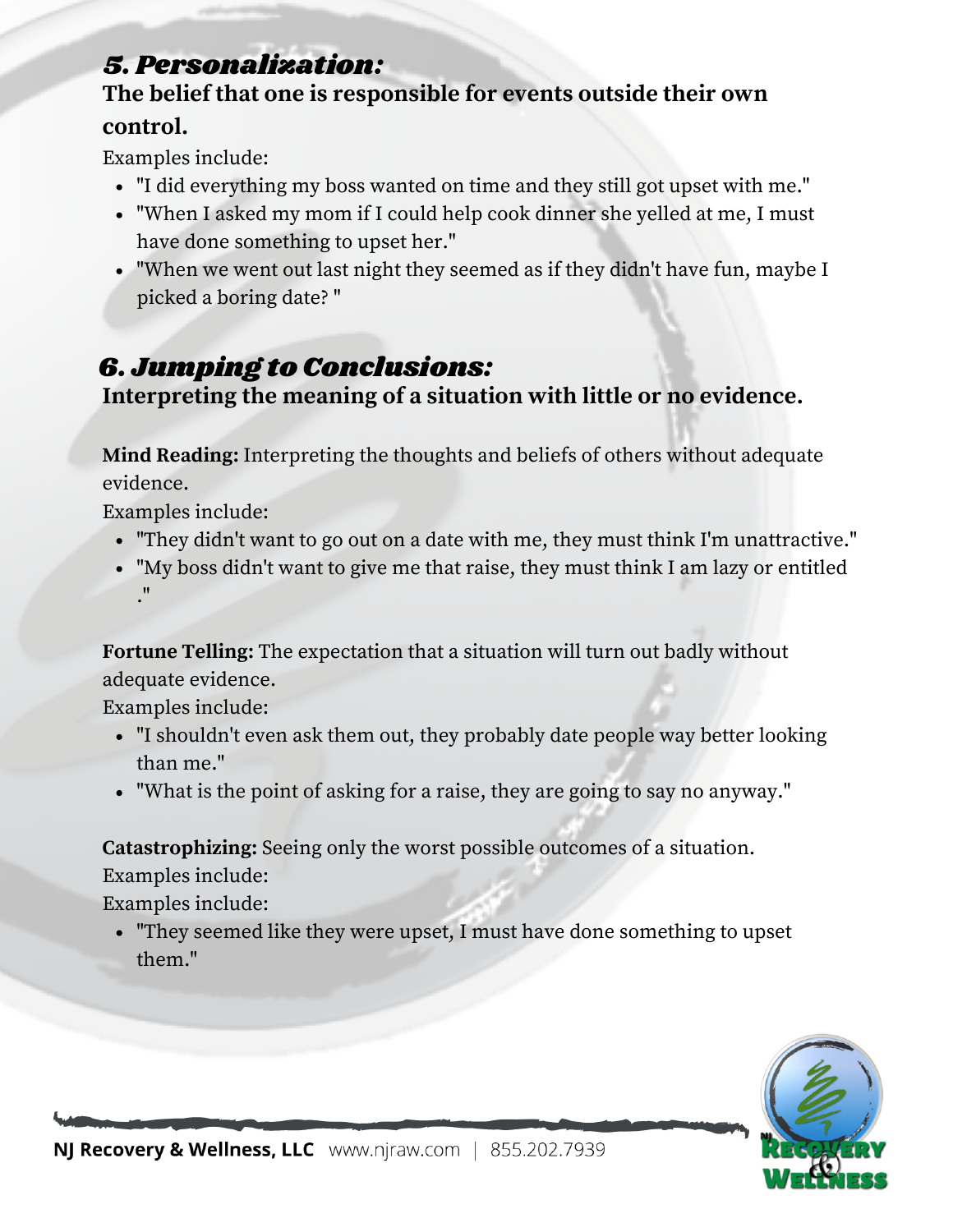## *5. Personalization:*

**The belief that one is responsible for events outside their own control.**

Examples include:

- "I did everything my boss wanted on time and they still got upset with me."
- "When I asked my mom if I could help cook dinner she yelled at me, I must have done something to upset her."
- "When we went out last night they seemed as if they didn't have fun, maybe I picked a boring date? "

## *6. Jumping to Conclusions:*

**Interpreting the meaning of a situation with little or no evidence.**

**Mind Reading:** Interpreting the thoughts and beliefs of others without adequate evidence.

Examples include:

- "They didn't want to go out on a date with me, they must think I'm unattractive."
- "My boss didn't want to give me that raise, they must think I am lazy or entitled ."

**Fortune Telling:** The expectation that a situation will turn out badly without adequate evidence.

Examples include:

- "I shouldn't even ask them out, they probably date people way better looking than me."
- "What is the point of asking for a raise, they are going to say no anyway."

**Catastrophizing:** Seeing only the worst possible outcomes of a situation.

Examples include:

Examples include:

- "They seemed like they were upset, I must have done something to upset them."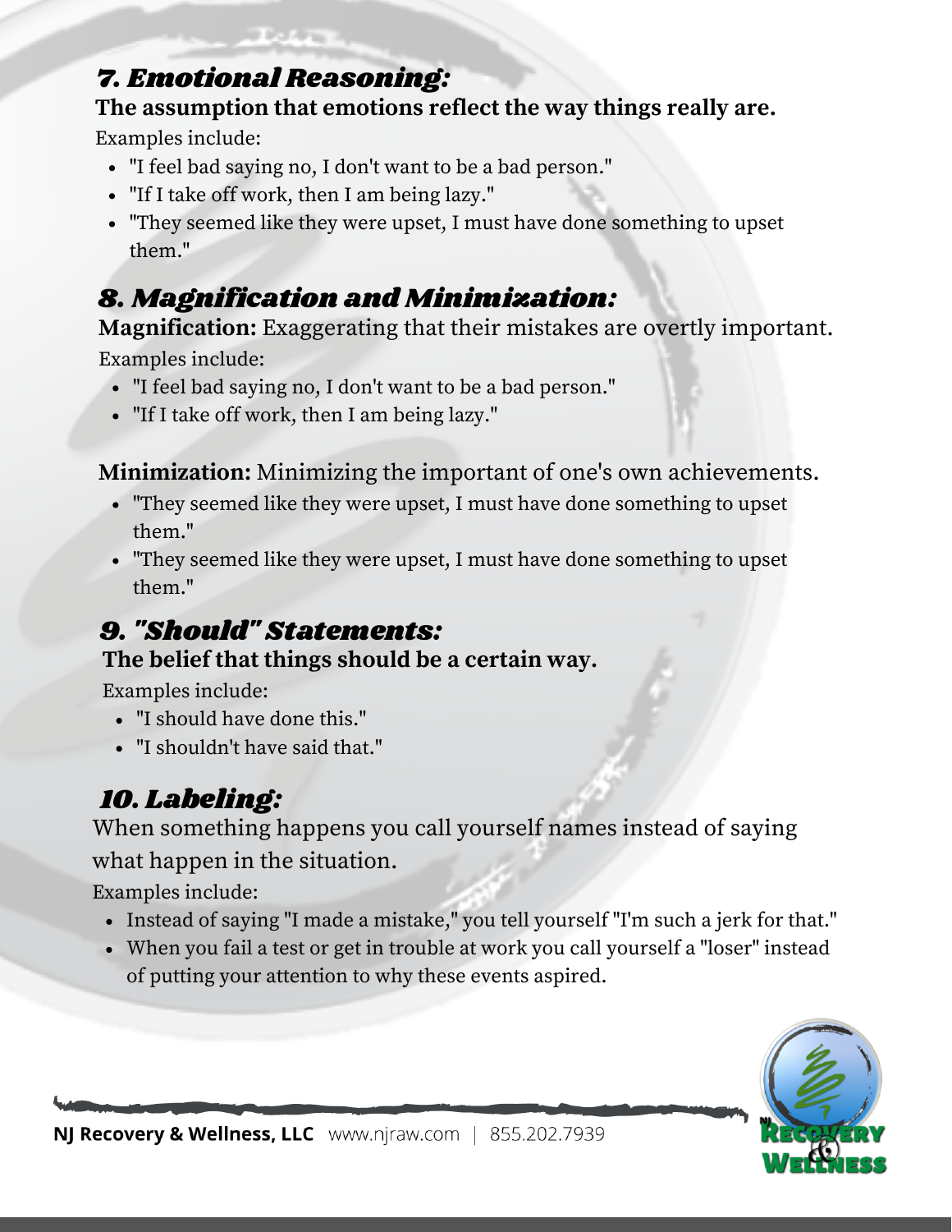## *7. Emotional Reasoning:*

**The assumption that emotions reflect the way things really are.**

Examples include:

- "I feel bad saying no, I don't want to be a bad person."
- "If I take off work, then I am being lazy."
- "They seemed like they were upset, I must have done something to upset them."

## *8. Magnification and Minimization:*

**Magnification:** Exaggerating that their mistakes are overtly important.

Examples include:

- "I feel bad saying no, I don't want to be a bad person."
- "If I take off work, then I am being lazy."

**Minimization:** Minimizing the important of one's own achievements.

- "They seemed like they were upset, I must have done something to upset them."
- "They seemed like they were upset, I must have done something to upset them."

## *9. "Should" Statements:*

**The belief that things should be a certain way.**

Examples include:

- "I should have done this."
- "I shouldn't have said that."

## *10. Labeling:*

When something happens you call yourself names instead of saying what happen in the situation.

Examples include:

- Instead of saying "I made a mistake," you tell yourself "I'm such a jerk for that."
- When you fail a test or get in trouble at work you call yourself a "loser" instead of putting your attention to why these events aspired.